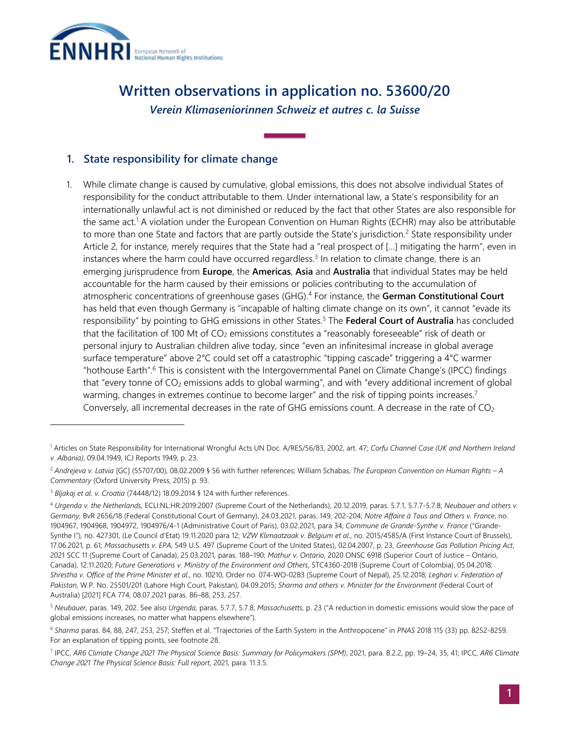# Written observations in application no. 53600/20

***Verein Klimaseniorinnen Schweiz et autres c. la Suisse***

## 1. State responsibility for climate change

1. While climate change is caused by cumulative, global emissions, this does not absolve individual States of responsibility for the conduct attributable to them. Under international law, a State's responsibility for an internationally unlawful act is not diminished or reduced by the fact that other States are also responsible for the same act.[1] A violation under the European Convention on Human Rights (ECHR) may also be attributable to more than one State and factors that are partly outside the State's jurisdiction.[2] State responsibility under Article 2, for instance, merely requires that the State had a "real prospect of [...] mitigating the harm", even in instances where the harm could have occurred regardless.[3] In relation to climate change, there is an emerging jurisprudence from **Europe**, the **Americas**, **Asia** and **Australia** that individual States may be held accountable for the harm caused by their emissions or policies contributing to the accumulation of atmospheric concentrations of greenhouse gases (GHG).[4] For instance, the **German Constitutional Court** has held that even though Germany is "incapable of halting climate change on its own", it cannot "evade its responsibility" by pointing to GHG emissions in other States.[5] The **Federal Court of Australia** has concluded that the facilitation of 100 Mt of $CO_2$ emissions constitutes a "reasonably foreseeable" risk of death or personal injury to Australian children alive today, since "even an infinitesimal increase in global average surface temperature" above 2°C could set off a catastrophic "tipping cascade" triggering a 4°C warmer "hothouse Earth".[6] This is consistent with the Intergovernmental Panel on Climate Change's (IPCC) findings that "every tonne of $CO_2$ emissions adds to global warming", and with "every additional increment of global warming, changes in extremes continue to become larger" and the risk of tipping points increases.[7] Conversely, all incremental decreases in the rate of GHG emissions count. A decrease in the rate of $CO_2$

---

[1] Articles on State Responsibility for International Wrongful Acts UN Doc. A/RES/56/83, 2002, art. 47; *Corfu Channel Case (UK and Northern Ireland v. Albania)*, 09.04.1949, ICJ Reports 1949, p. 23.

[2] *Andrejeva v. Latvia* [GC] (55707/00), 08.02.2009 § 56 with further references; William Schabas, *The European Convention on Human Rights – A Commentary* (Oxford University Press, 2015) p. 93.

[3] *Bljakaj et al. v. Croatia* (74448/12) 18.09.2014 § 124 with further references.

[4] *Urgenda v. the Netherlands,* ECLI:NL:HR:2019:2007 (Supreme Court of the Netherlands), 20.12.2019, paras. 5.7.1, 5.7.7-5.7.8; *Neubauer and others v. Germany*, BvR 2656/18 (Federal Constitutional Court of Germany), 24.03.2021, paras. 149, 202-204; *Notre Affaire à Tous and Others v. France*, no. 1904967, 1904968, 1904972, 1904976/4-1 (Administrative Court of Paris), 03.02.2021, para 34; *Commune de Grande-Synthe v. France* ("Grande-Synthe I"), no. 427301, (Le Council d'Etat) 19.11.2020 para 12; *VZW Klimaatzaak v. Belgium et al.*, no. 2015/4585/A (First Instance Court of Brussels), 17.06.2021, p. 61; *Massachusetts v. EPA*, 549 U.S. 497 (Supreme Court of the United States), 02.04.2007, p. 23, *Greenhouse Gas Pollution Pricing Act*, 2021 SCC 11 (Supreme Court of Canada), 25.03.2021, paras. 188–190; *Mathur v. Ontario*, 2020 ONSC 6918 (Superior Court of Justice – Ontario, Canada), 12.11.2020; *Future Generations v. Ministry of the Environment and Others*, STC4360-2018 (Supreme Court of Colombia), 05.04.2018; *Shrestha v. Office of the Prime Minister et al.*, no. 10210, Order no. 074-WO-0283 (Supreme Court of Nepal), 25.12.2018; *Leghari v. Federation of Pakistan,* W.P. No. 25501/201 (Lahore High Court, Pakistan), 04.09.2015; *Sharma and others v. Minister for the Environment* (Federal Court of Australia) [2021] FCA 774, 08.07.2021 paras. 86–88, 253, 257.

[5] *Neubauer,* paras. 149, 202. See also *Urgenda,* paras. 5.7.7, 5.7.8; *Massachusetts*, p. 23 ("A reduction in domestic emissions would slow the pace of global emissions increases, no matter what happens elsewhere").

[6] *Sharma* paras. 84, 88, 247, 253, 257; Steffen et al. "Trajectories of the Earth System in the Anthropocene" in *PNAS* 2018 115 (33) pp. 8252-8259. For an explanation of tipping points, see footnote 28.

[7] IPCC, *AR6 Climate Change 2021 The Physical Science Basis: Summary for Policymakers (SPM)*, 2021, para. B.2.2, pp. 19–24, 35, 41; IPCC, *AR6 Climate Change 2021 The Physical Science Basis: Full report*, 2021, para. 11.3.5.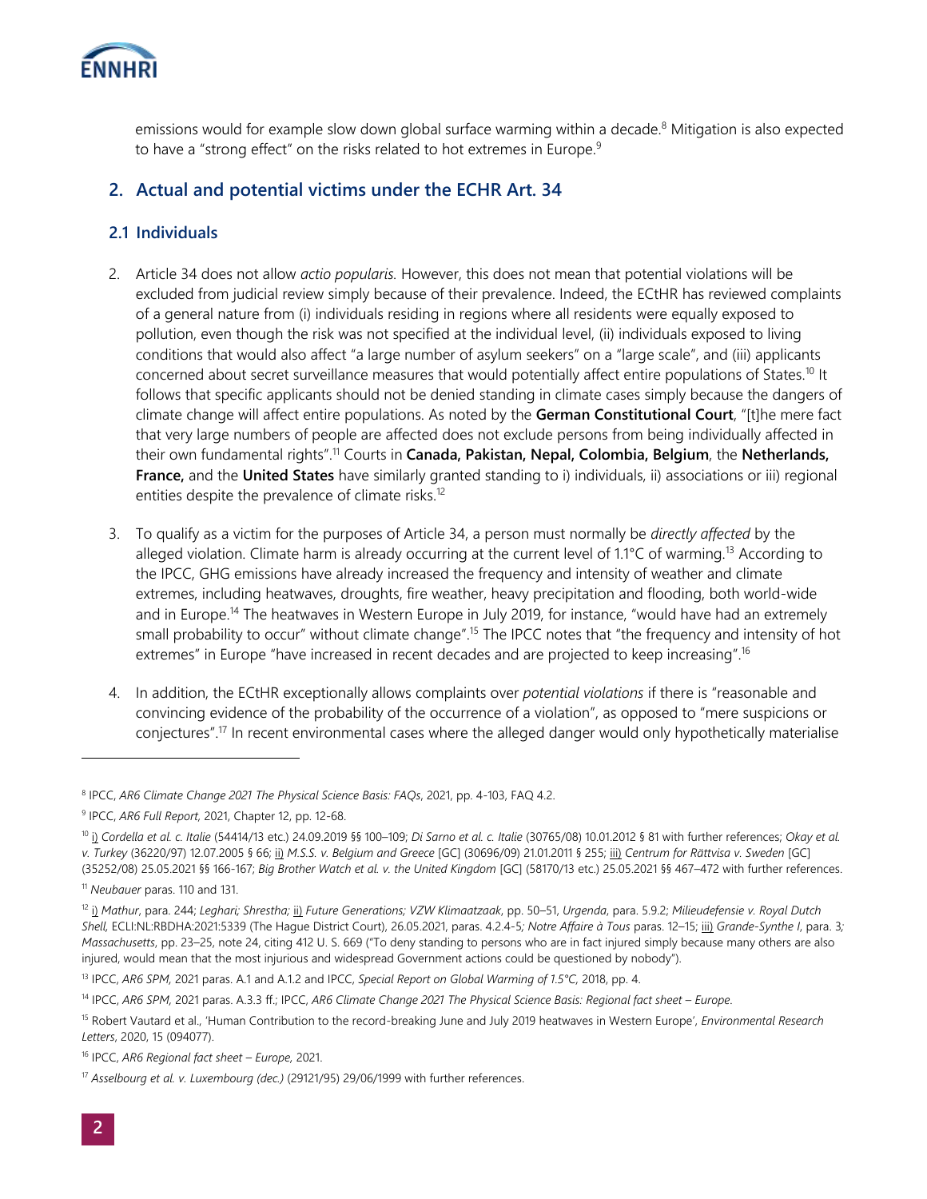emissions would for example slow down global surface warming within a decade.[8] Mitigation is also expected to have a "strong effect" on the risks related to hot extremes in Europe.[9]

## 2. Actual and potential victims under the ECHR Art. 34

### 2.1 Individuals

2. Article 34 does not allow *actio popularis.* However, this does not mean that potential violations will be excluded from judicial review simply because of their prevalence. Indeed, the ECtHR has reviewed complaints of a general nature from (i) individuals residing in regions where all residents were equally exposed to pollution, even though the risk was not specified at the individual level, (ii) individuals exposed to living conditions that would also affect "a large number of asylum seekers" on a "large scale", and (iii) applicants concerned about secret surveillance measures that would potentially affect entire populations of States.[10] It follows that specific applicants should not be denied standing in climate cases simply because the dangers of climate change will affect entire populations. As noted by the **German Constitutional Court**, "[t]he mere fact that very large numbers of people are affected does not exclude persons from being individually affected in their own fundamental rights".[11] Courts in **Canada, Pakistan, Nepal, Colombia, Belgium**, the **Netherlands, France,** and the **United States** have similarly granted standing to i) individuals, ii) associations or iii) regional entities despite the prevalence of climate risks.[12]

3. To qualify as a victim for the purposes of Article 34, a person must normally be *directly affected* by the alleged violation. Climate harm is already occurring at the current level of 1.1°C of warming.[13] According to the IPCC, GHG emissions have already increased the frequency and intensity of weather and climate extremes, including heatwaves, droughts, fire weather, heavy precipitation and flooding, both world-wide and in Europe.[14] The heatwaves in Western Europe in July 2019, for instance, "would have had an extremely small probability to occur" without climate change".[15] The IPCC notes that "the frequency and intensity of hot extremes" in Europe "have increased in recent decades and are projected to keep increasing".[16]

4. In addition, the ECtHR exceptionally allows complaints over *potential violations* if there is "reasonable and convincing evidence of the probability of the occurrence of a violation", as opposed to "mere suspicions or conjectures".[17] In recent environmental cases where the alleged danger would only hypothetically materialise

---

[8] IPCC, *AR6 Climate Change 2021 The Physical Science Basis: FAQs*, 2021, pp. 4-103, FAQ 4.2.

[9] IPCC, *AR6 Full Report*, 2021, Chapter 12, pp. 12-68.

[10] i) *Cordella et al. c. Italie* (54414/13 etc.) 24.09.2019 §§ 100–109; *Di Sarno et al. c. Italie* (30765/08) 10.01.2012 § 81 with further references; *Okay et al. v. Turkey* (36220/97) 12.07.2005 § 66; ii) *M.S.S. v. Belgium and Greece* [GC] (30696/09) 21.01.2011 § 255; iii) *Centrum för Rättvisa v. Sweden* [GC] (35252/08) 25.05.2021 §§ 166-167; *Big Brother Watch et al. v. the United Kingdom* [GC] (58170/13 etc.) 25.05.2021 §§ 467–472 with further references.

[11] *Neubauer* paras. 110 and 131.

[12] i) *Mathur*, para. 244; *Leghari; Shrestha;* ii) *Future Generations; VZW Klimaatzaak*, pp. 50–51, *Urgenda*, para. 5.9.2; *Milieudefensie v. Royal Dutch Shell,* ECLI:NL:RBDHA:2021:5339 (The Hague District Court), 26.05.2021, paras. 4.2.4-5*; Notre Affaire à Tous* paras. 12–15; iii) *Grande-Synthe I*, para. 3*; Massachusetts*, pp. 23–25, note 24, citing 412 U. S. 669 ("To deny standing to persons who are in fact injured simply because many others are also injured, would mean that the most injurious and widespread Government actions could be questioned by nobody").

[13] IPCC, *AR6 SPM,* 2021 paras. A.1 and A.1.2 and IPCC, *Special Report on Global Warming of 1.5°C*, 2018, pp. 4.

[14] IPCC, *AR6 SPM,* 2021 paras. A.3.3 ff.; IPCC, *AR6 Climate Change 2021 The Physical Science Basis: Regional fact sheet – Europe*.

[15] Robert Vautard et al., 'Human Contribution to the record-breaking June and July 2019 heatwaves in Western Europe', *Environmental Research Letters*, 2020, 15 (094077).

[16] IPCC, *AR6 Regional fact sheet – Europe,* 2021.

[17] *Asselbourg et al. v. Luxembourg (dec.)* (29121/95) 29/06/1999 with further references.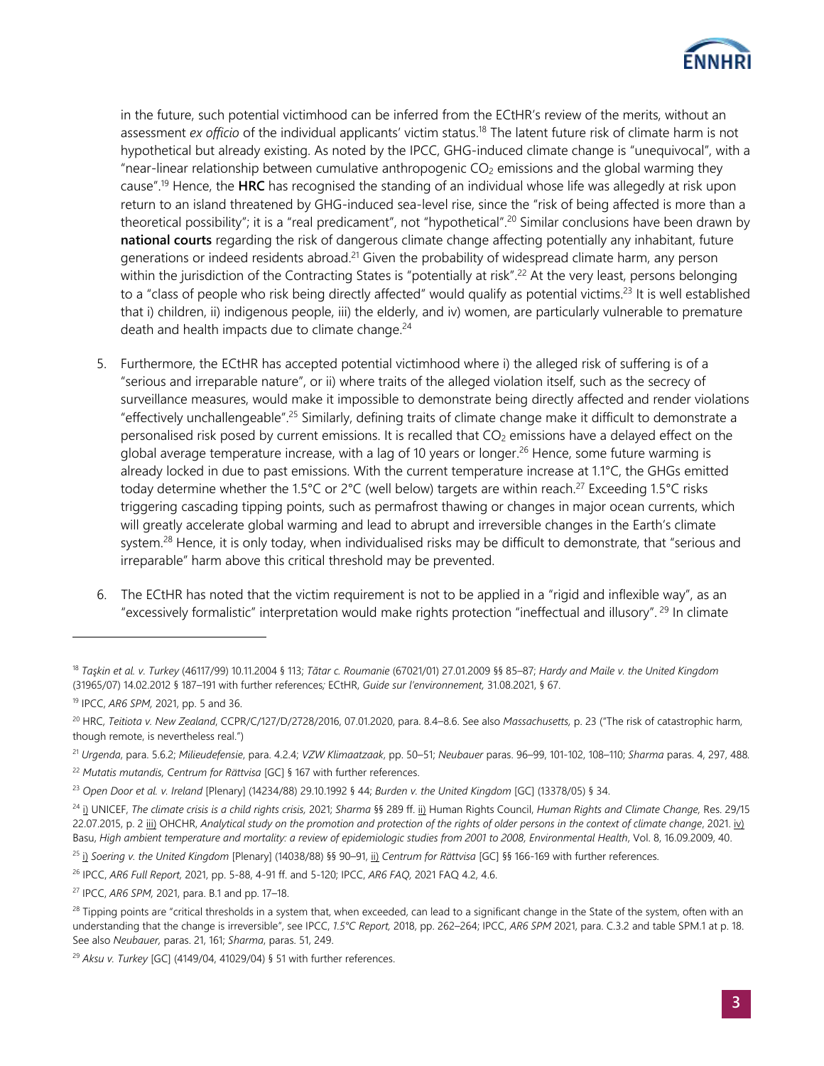in the future, such potential victimhood can be inferred from the ECtHR's review of the merits, without an assessment *ex officio* of the individual applicants' victim status.[18] The latent future risk of climate harm is not hypothetical but already existing. As noted by the IPCC, GHG-induced climate change is "unequivocal", with a "near-linear relationship between cumulative anthropogenic $CO_2$ emissions and the global warming they cause".[19] Hence, the **HRC** has recognised the standing of an individual whose life was allegedly at risk upon return to an island threatened by GHG-induced sea-level rise, since the "risk of being affected is more than a theoretical possibility"; it is a "real predicament", not "hypothetical".[20] Similar conclusions have been drawn by **national courts** regarding the risk of dangerous climate change affecting potentially any inhabitant, future generations or indeed residents abroad.[21] Given the probability of widespread climate harm, any person within the jurisdiction of the Contracting States is "potentially at risk".[22] At the very least, persons belonging to a "class of people who risk being directly affected" would qualify as potential victims.[23] It is well established that i) children, ii) indigenous people, iii) the elderly, and iv) women, are particularly vulnerable to premature death and health impacts due to climate change.[24]

5. Furthermore, the ECtHR has accepted potential victimhood where i) the alleged risk of suffering is of a "serious and irreparable nature", or ii) where traits of the alleged violation itself, such as the secrecy of surveillance measures, would make it impossible to demonstrate being directly affected and render violations "effectively unchallengeable".[25] Similarly, defining traits of climate change make it difficult to demonstrate a personalised risk posed by current emissions. It is recalled that $CO_2$ emissions have a delayed effect on the global average temperature increase, with a lag of 10 years or longer.[26] Hence, some future warming is already locked in due to past emissions. With the current temperature increase at 1.1°C, the GHGs emitted today determine whether the 1.5°C or 2°C (well below) targets are within reach.[27] Exceeding 1.5°C risks triggering cascading tipping points, such as permafrost thawing or changes in major ocean currents, which will greatly accelerate global warming and lead to abrupt and irreversible changes in the Earth's climate system.[28] Hence, it is only today, when individualised risks may be difficult to demonstrate, that "serious and irreparable" harm above this critical threshold may be prevented.

6. The ECtHR has noted that the victim requirement is not to be applied in a "rigid and inflexible way", as an "excessively formalistic" interpretation would make rights protection "ineffectual and illusory".[29] In climate

---

[18] *Taşkin et al. v. Turkey* (46117/99) 10.11.2004 § 113; *Tătar c. Roumanie* (67021/01) 27.01.2009 §§ 85–87; *Hardy and Maile v. the United Kingdom* (31965/07) 14.02.2012 § 187–191 with further references; ECtHR, *Guide sur l'environnement*, 31.08.2021, § 67.

[19] IPCC, *AR6 SPM,* 2021, pp. 5 and 36.

[20] HRC, *Teitiota v. New Zealand*, CCPR/C/127/D/2728/2016, 07.01.2020, para. 8.4–8.6. See also *Massachusetts*, p. 23 ("The risk of catastrophic harm, though remote, is nevertheless real.")

[21] *Urgenda*, para. 5.6.2; *Milieudefensie*, para. 4.2.4; *VZW Klimaatzaak*, pp. 50–51; *Neubauer* paras. 96–99, 101-102, 108–110; *Sharma* paras. 4, 297, 488.

[22] *Mutatis mutandis, Centrum for Rättvisa* [GC] § 167 with further references.

[23] *Open Door et al. v. Ireland* [Plenary] (14234/88) 29.10.1992 § 44; *Burden v. the United Kingdom* [GC] (13378/05) § 34.

[24] i) UNICEF, *The climate crisis is a child rights crisis*, 2021; *Sharma* §§ 289 ff. ii) Human Rights Council, *Human Rights and Climate Change,* Res. 29/15 22.07.2015, p. 2 iii) OHCHR, *Analytical study on the promotion and protection of the rights of older persons in the context of climate change*, 2021. iv) Basu, *High ambient temperature and mortality: a review of epidemiologic studies from 2001 to 2008*, *Environmental Health*, Vol. 8, 16.09.2009, 40.

[25] i) *Soering v. the United Kingdom* [Plenary] (14038/88) §§ 90–91, ii) *Centrum for Rättvisa* [GC] §§ 166-169 with further references.

[26] IPCC, *AR6 Full Report,* 2021, pp. 5-88, 4-91 ff. and 5-120; IPCC, *AR6 FAQ,* 2021 FAQ 4.2, 4.6.

[27] IPCC, *AR6 SPM,* 2021, para. B.1 and pp. 17–18.

[28] Tipping points are "critical thresholds in a system that, when exceeded, can lead to a significant change in the State of the system, often with an understanding that the change is irreversible", see IPCC, *1.5°C Report,* 2018, pp. 262–264; IPCC, *AR6 SPM* 2021, para. C.3.2 and table SPM.1 at p. 18. See also *Neubauer,* paras. 21, 161; *Sharma*, paras. 51, 249.

[29] *Aksu v. Turkey* [GC] (4149/04, 41029/04) § 51 with further references.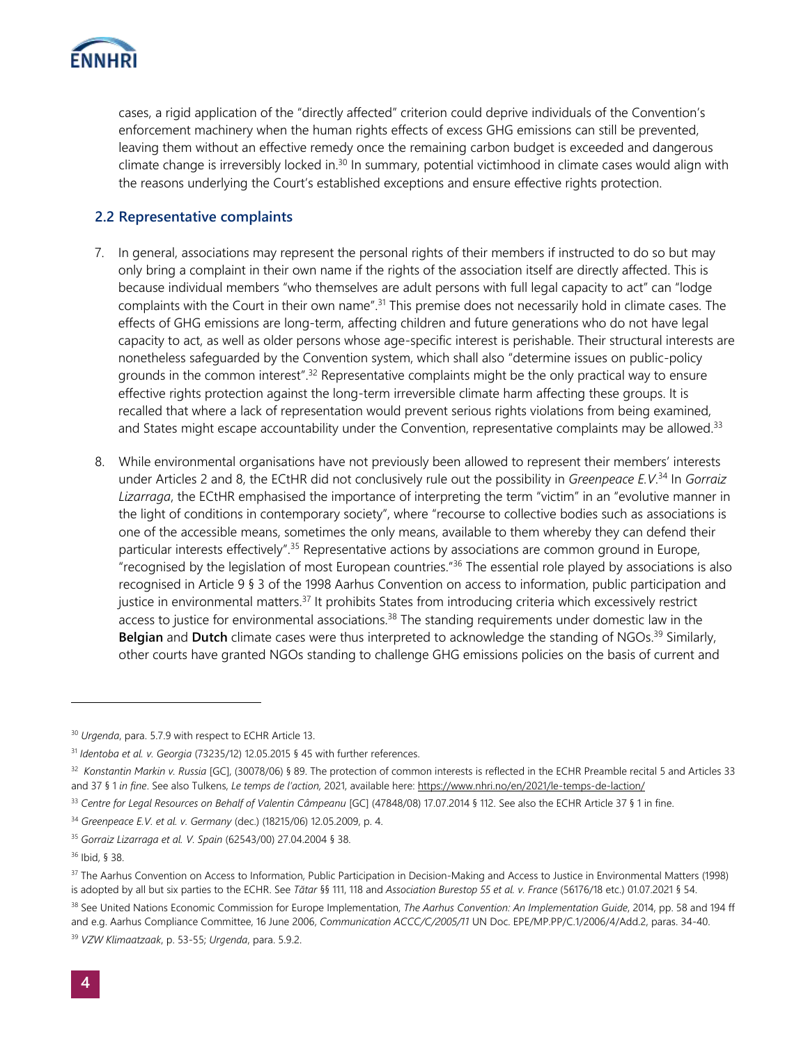cases, a rigid application of the "directly affected" criterion could deprive individuals of the Convention's enforcement machinery when the human rights effects of excess GHG emissions can still be prevented, leaving them without an effective remedy once the remaining carbon budget is exceeded and dangerous climate change is irreversibly locked in.[30] In summary, potential victimhood in climate cases would align with the reasons underlying the Court's established exceptions and ensure effective rights protection.

### 2.2 Representative complaints

7. In general, associations may represent the personal rights of their members if instructed to do so but may only bring a complaint in their own name if the rights of the association itself are directly affected. This is because individual members "who themselves are adult persons with full legal capacity to act" can "lodge complaints with the Court in their own name".[31] This premise does not necessarily hold in climate cases. The effects of GHG emissions are long-term, affecting children and future generations who do not have legal capacity to act, as well as older persons whose age-specific interest is perishable. Their structural interests are nonetheless safeguarded by the Convention system, which shall also "determine issues on public-policy grounds in the common interest".[32] Representative complaints might be the only practical way to ensure effective rights protection against the long-term irreversible climate harm affecting these groups. It is recalled that where a lack of representation would prevent serious rights violations from being examined, and States might escape accountability under the Convention, representative complaints may be allowed.[33]

8. While environmental organisations have not previously been allowed to represent their members' interests under Articles 2 and 8, the ECtHR did not conclusively rule out the possibility in *Greenpeace E.V.*[34] In *Gorraiz Lizarraga*, the ECtHR emphasised the importance of interpreting the term "victim" in an "evolutive manner in the light of conditions in contemporary society", where "recourse to collective bodies such as associations is one of the accessible means, sometimes the only means, available to them whereby they can defend their particular interests effectively".[35] Representative actions by associations are common ground in Europe, "recognised by the legislation of most European countries."[36] The essential role played by associations is also recognised in Article 9 § 3 of the 1998 Aarhus Convention on access to information, public participation and justice in environmental matters.[37] It prohibits States from introducing criteria which excessively restrict access to justice for environmental associations.[38] The standing requirements under domestic law in the **Belgian** and **Dutch** climate cases were thus interpreted to acknowledge the standing of NGOs.[39] Similarly, other courts have granted NGOs standing to challenge GHG emissions policies on the basis of current and

---

[30] *Urgenda*, para. 5.7.9 with respect to ECHR Article 13.

[31] *Identoba et al. v. Georgia* (73235/12) 12.05.2015 § 45 with further references.

[32] *Konstantin Markin v. Russia* [GC], (30078/06) § 89. The protection of common interests is reflected in the ECHR Preamble recital 5 and Articles 33 and 37 § 1 *in fine*. See also Tulkens, *Le temps de l'action*, 2021, available here: https://www.nhri.no/en/2021/le-temps-de-laction/

[33] *Centre for Legal Resources on Behalf of Valentin Câmpeanu* [GC] (47848/08) 17.07.2014 § 112. See also the ECHR Article 37 § 1 in fine.

[34] *Greenpeace E.V. et al. v. Germany* (dec.) (18215/06) 12.05.2009, p. 4.

[35] *Gorraiz Lizarraga et al. V. Spain* (62543/00) 27.04.2004 § 38.

[36] Ibid, § 38.

[37] The Aarhus Convention on Access to Information, Public Participation in Decision-Making and Access to Justice in Environmental Matters (1998) is adopted by all but six parties to the ECHR. See *Tătar* §§ 111, 118 and *Association Burestop 55 et al. v. France* (56176/18 etc.) 01.07.2021 § 54.

[38] See United Nations Economic Commission for Europe Implementation, *The Aarhus Convention: An Implementation Guide*, 2014, pp. 58 and 194 ff and e.g. Aarhus Compliance Committee, 16 June 2006, *Communication ACCC/C/2005/11* UN Doc. EPE/MP.PP/C.1/2006/4/Add.2, paras. 34-40.

[39] *VZW Klimaatzaak*, p. 53-55; *Urgenda*, para. 5.9.2.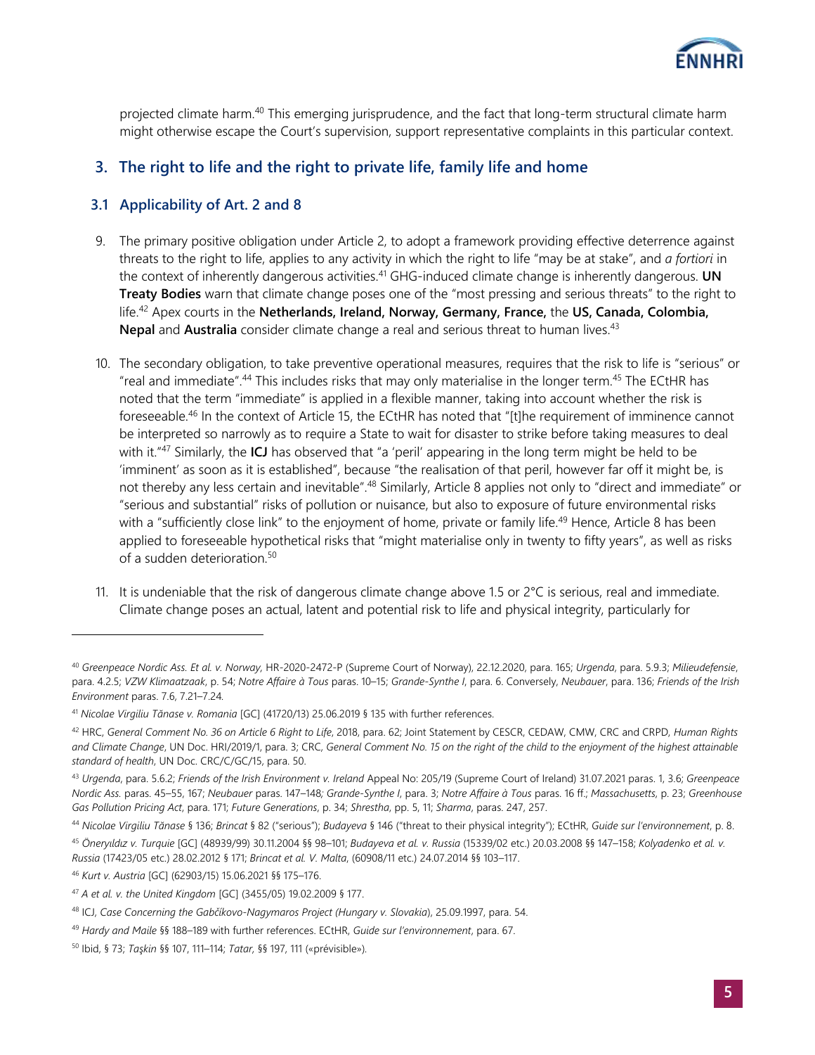projected climate harm.[40] This emerging jurisprudence, and the fact that long-term structural climate harm might otherwise escape the Court's supervision, support representative complaints in this particular context.

## 3. The right to life and the right to private life, family life and home

### 3.1 Applicability of Art. 2 and 8

9. The primary positive obligation under Article 2, to adopt a framework providing effective deterrence against threats to the right to life, applies to any activity in which the right to life "may be at stake", and *a fortiori* in the context of inherently dangerous activities.[41] GHG-induced climate change is inherently dangerous. **UN Treaty Bodies** warn that climate change poses one of the "most pressing and serious threats" to the right to life.[42] Apex courts in the **Netherlands, Ireland, Norway, Germany, France,** the **US, Canada, Colombia, Nepal** and **Australia** consider climate change a real and serious threat to human lives.[43]

10. The secondary obligation, to take preventive operational measures, requires that the risk to life is "serious" or "real and immediate".[44] This includes risks that may only materialise in the longer term.[45] The ECtHR has noted that the term "immediate" is applied in a flexible manner, taking into account whether the risk is foreseeable.[46] In the context of Article 15, the ECtHR has noted that "[t]he requirement of imminence cannot be interpreted so narrowly as to require a State to wait for disaster to strike before taking measures to deal with it."[47] Similarly, the **ICJ** has observed that "a 'peril' appearing in the long term might be held to be 'imminent' as soon as it is established", because "the realisation of that peril, however far off it might be, is not thereby any less certain and inevitable".[48] Similarly, Article 8 applies not only to "direct and immediate" or "serious and substantial" risks of pollution or nuisance, but also to exposure of future environmental risks with a "sufficiently close link" to the enjoyment of home, private or family life.[49] Hence, Article 8 has been applied to foreseeable hypothetical risks that "might materialise only in twenty to fifty years", as well as risks of a sudden deterioration.[50]

11. It is undeniable that the risk of dangerous climate change above 1.5 or 2°C is serious, real and immediate. Climate change poses an actual, latent and potential risk to life and physical integrity, particularly for

---

[40] *Greenpeace Nordic Ass. Et al. v. Norway*, HR-2020-2472-P (Supreme Court of Norway), 22.12.2020, para. 165; *Urgenda*, para. 5.9.3; *Milieudefensie*, para. 4.2.5; *VZW Klimaatzaak*, p. 54; *Notre Affaire à Tous* paras. 10–15; *Grande-Synthe I*, para. 6. Conversely, *Neubauer*, para. 136; *Friends of the Irish Environment* paras. 7.6, 7.21–7.24.

[41] *Nicolae Virgiliu Tănase v. Romania* [GC] (41720/13) 25.06.2019 § 135 with further references.

[42] HRC, *General Comment No. 36 on Article 6 Right to Life*, 2018, para. 62; Joint Statement by CESCR, CEDAW, CMW, CRC and CRPD, *Human Rights and Climate Change*, UN Doc. HRI/2019/1, para. 3; CRC, *General Comment No. 15 on the right of the child to the enjoyment of the highest attainable standard of health*, UN Doc. CRC/C/GC/15, para. 50.

[43] *Urgenda*, para. 5.6.2; *Friends of the Irish Environment v. Ireland* Appeal No: 205/19 (Supreme Court of Ireland) 31.07.2021 paras. 1, 3.6; *Greenpeace Nordic Ass.* paras. 45–55, 167; *Neubauer* paras. 147–148; *Grande-Synthe I*, para. 3; *Notre Affaire à Tous* paras. 16 ff.; *Massachusetts*, p. 23; *Greenhouse Gas Pollution Pricing Act*, para. 171; *Future Generations*, p. 34; *Shrestha*, pp. 5, 11; *Sharma*, paras. 247, 257.

[44] *Nicolae Virgiliu Tănase* § 136; *Brincat* § 82 ("serious"); *Budayeva* § 146 ("threat to their physical integrity"); ECtHR, *Guide sur l'environnement*, p. 8.

[45] *Öneryıldız v. Turquie* [GC] (48939/99) 30.11.2004 §§ 98–101; *Budayeva et al. v. Russia* (15339/02 etc.) 20.03.2008 §§ 147–158; *Kolyadenko et al. v. Russia* (17423/05 etc.) 28.02.2012 § 171; *Brincat et al. V. Malta*, (60908/11 etc.) 24.07.2014 §§ 103–117.

[46] *Kurt v. Austria* [GC] (62903/15) 15.06.2021 §§ 175–176.

[47] *A et al. v. the United Kingdom* [GC] (3455/05) 19.02.2009 § 177.

[48] ICJ, *Case Concerning the Gabčíkovo-Nagymaros Project (Hungary v. Slovakia*), 25.09.1997, para. 54.

[49] *Hardy and Maile* §§ 188–189 with further references. ECtHR, *Guide sur l'environnement*, para. 67.

[50] Ibid, § 73; *Taşkin* §§ 107, 111–114; *Tatar*, §§ 197, 111 («prévisible»).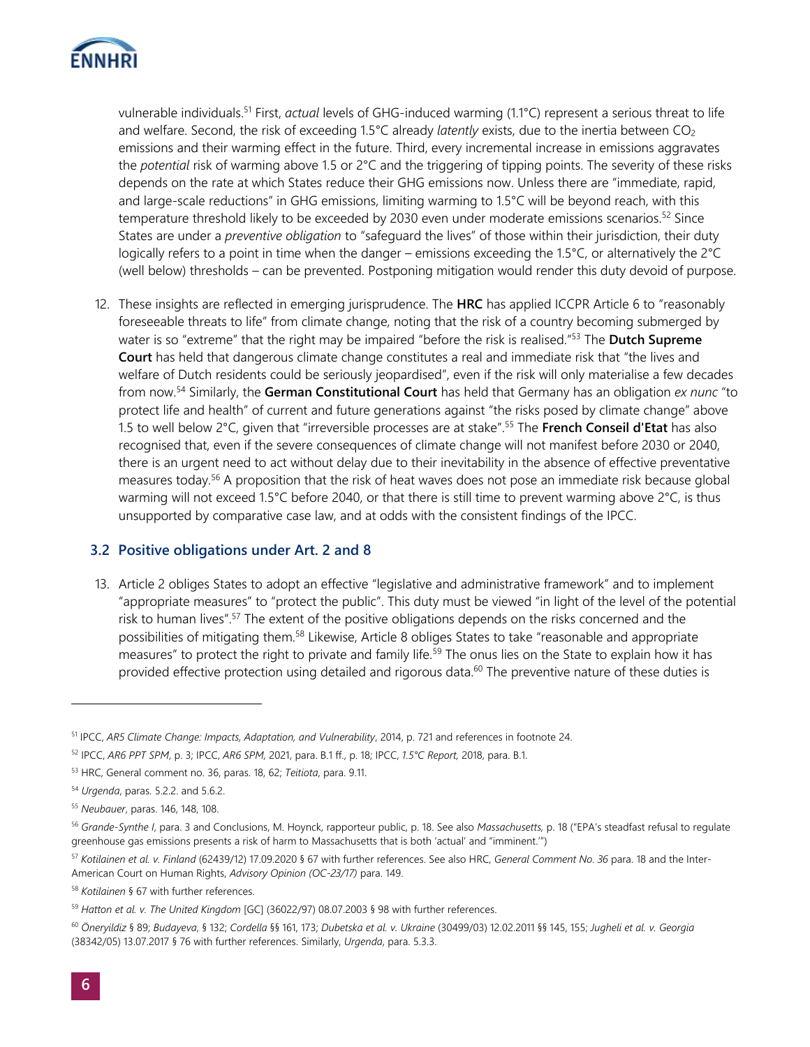vulnerable individuals.[51] First, *actual* levels of GHG-induced warming (1.1°C) represent a serious threat to life and welfare. Second, the risk of exceeding 1.5°C already *latently* exists, due to the inertia between $CO_2$ emissions and their warming effect in the future. Third, every incremental increase in emissions aggravates the *potential* risk of warming above 1.5 or 2°C and the triggering of tipping points. The severity of these risks depends on the rate at which States reduce their GHG emissions now. Unless there are "immediate, rapid, and large-scale reductions" in GHG emissions, limiting warming to 1.5°C will be beyond reach, with this temperature threshold likely to be exceeded by 2030 even under moderate emissions scenarios.[52] Since States are under a *preventive obligation* to "safeguard the lives" of those within their jurisdiction, their duty logically refers to a point in time when the danger – emissions exceeding the 1.5°C, or alternatively the 2°C (well below) thresholds – can be prevented. Postponing mitigation would render this duty devoid of purpose.

12. These insights are reflected in emerging jurisprudence. The **HRC** has applied ICCPR Article 6 to "reasonably foreseeable threats to life" from climate change, noting that the risk of a country becoming submerged by water is so "extreme" that the right may be impaired "before the risk is realised."[53] The **Dutch Supreme Court** has held that dangerous climate change constitutes a real and immediate risk that "the lives and welfare of Dutch residents could be seriously jeopardised", even if the risk will only materialise a few decades from now.[54] Similarly, the **German Constitutional Court** has held that Germany has an obligation *ex nunc* "to protect life and health" of current and future generations against "the risks posed by climate change" above 1.5 to well below 2°C, given that "irreversible processes are at stake".[55] The **French Conseil d'Etat** has also recognised that, even if the severe consequences of climate change will not manifest before 2030 or 2040, there is an urgent need to act without delay due to their inevitability in the absence of effective preventative measures today.[56] A proposition that the risk of heat waves does not pose an immediate risk because global warming will not exceed 1.5°C before 2040, or that there is still time to prevent warming above 2°C, is thus unsupported by comparative case law, and at odds with the consistent findings of the IPCC.

### 3.2 Positive obligations under Art. 2 and 8

13. Article 2 obliges States to adopt an effective "legislative and administrative framework" and to implement "appropriate measures" to "protect the public". This duty must be viewed "in light of the level of the potential risk to human lives".[57] The extent of the positive obligations depends on the risks concerned and the possibilities of mitigating them.[58] Likewise, Article 8 obliges States to take "reasonable and appropriate measures" to protect the right to private and family life.[59] The onus lies on the State to explain how it has provided effective protection using detailed and rigorous data.[60] The preventive nature of these duties is

---

[51] IPCC, *AR5 Climate Change: Impacts, Adaptation, and Vulnerability*, 2014, p. 721 and references in footnote 24.

[52] IPCC, *AR6 PPT SPM*, p. 3; IPCC, *AR6 SPM*, 2021, para. B.1 ff., p. 18; IPCC, *1.5°C Report*, 2018, para. B.1.

[53] HRC, General comment no. 36, paras. 18, 62; *Teitiota*, para. 9.11.

[54] *Urgenda*, paras. 5.2.2. and 5.6.2.

[55] *Neubauer*, paras. 146, 148, 108.

[56] *Grande-Synthe I*, para. 3 and Conclusions, M. Hoynck, rapporteur public, p. 18. See also *Massachusetts*, p. 18 ("EPA's steadfast refusal to regulate greenhouse gas emissions presents a risk of harm to Massachusetts that is both 'actual' and "imminent.'")

[57] *Kotilainen et al. v. Finland* (62439/12) 17.09.2020 § 67 with further references. See also HRC, *General Comment No. 36* para. 18 and the Inter-American Court on Human Rights, *Advisory Opinion (OC-23/17)* para. 149.

[58] *Kotilainen* § 67 with further references.

[59] *Hatton et al. v. The United Kingdom* [GC] (36022/97) 08.07.2003 § 98 with further references.

[60] *Öneryildiz* § 89; *Budayeva*, § 132; *Cordella* §§ 161, 173; *Dubetska et al. v. Ukraine* (30499/03) 12.02.2011 §§ 145, 155; *Jugheli et al. v. Georgia* (38342/05) 13.07.2017 § 76 with further references. Similarly, *Urgenda*, para. 5.3.3.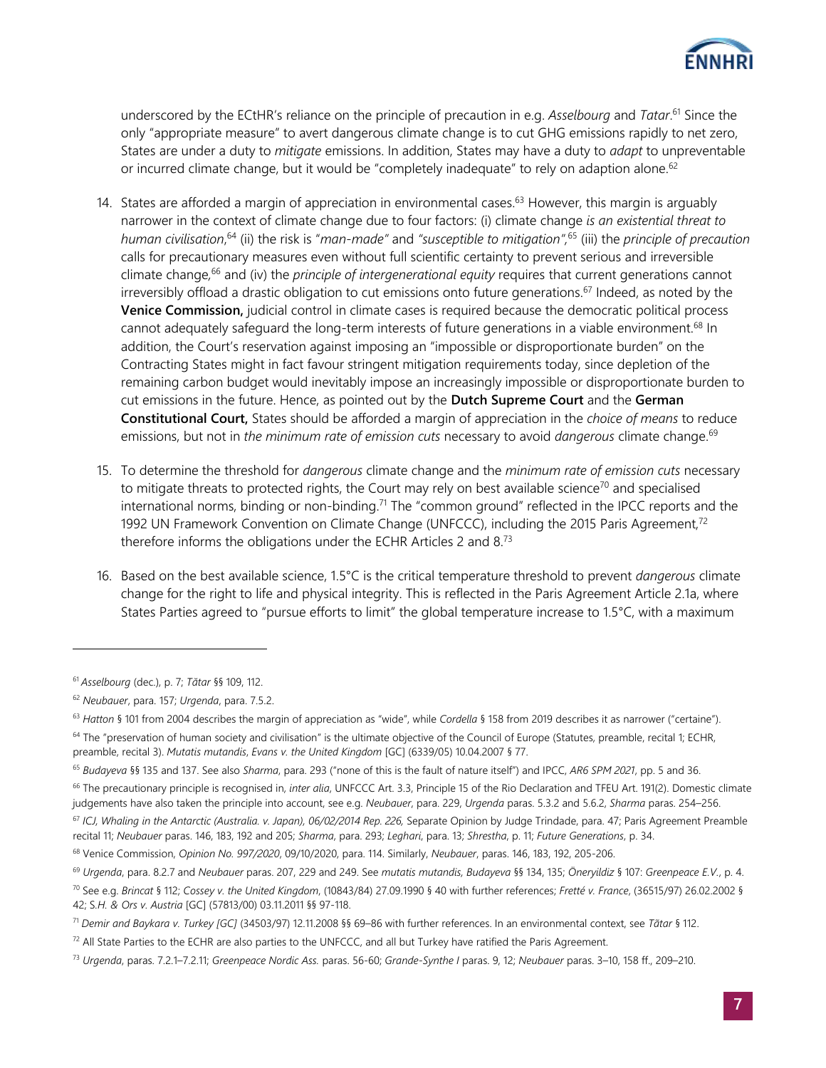underscored by the ECtHR's reliance on the principle of precaution in e.g. *Asselbourg* and *Tatar*.[61] Since the only "appropriate measure" to avert dangerous climate change is to cut GHG emissions rapidly to net zero, States are under a duty to *mitigate* emissions. In addition, States may have a duty to *adapt* to unpreventable or incurred climate change, but it would be "completely inadequate" to rely on adaption alone.[62]

14. States are afforded a margin of appreciation in environmental cases.[63] However, this margin is arguably narrower in the context of climate change due to four factors: (i) climate change *is an existential threat to human civilisation*,[64] (ii) the risk is "*man-made"* and *"susceptible to mitigation"*,[65] (iii) the *principle of precaution* calls for precautionary measures even without full scientific certainty to prevent serious and irreversible climate change,[66] and (iv) the *principle of intergenerational equity* requires that current generations cannot irreversibly offload a drastic obligation to cut emissions onto future generations.[67] Indeed, as noted by the **Venice Commission,** judicial control in climate cases is required because the democratic political process cannot adequately safeguard the long-term interests of future generations in a viable environment.[68] In addition, the Court's reservation against imposing an "impossible or disproportionate burden" on the Contracting States might in fact favour stringent mitigation requirements today, since depletion of the remaining carbon budget would inevitably impose an increasingly impossible or disproportionate burden to cut emissions in the future. Hence, as pointed out by the **Dutch Supreme Court** and the **German Constitutional Court,** States should be afforded a margin of appreciation in the *choice of means* to reduce emissions, but not in *the minimum rate of emission cuts* necessary to avoid *dangerous* climate change.[69]

15. To determine the threshold for *dangerous* climate change and the *minimum rate of emission cuts* necessary to mitigate threats to protected rights, the Court may rely on best available science[70] and specialised international norms, binding or non-binding.[71] The "common ground" reflected in the IPCC reports and the 1992 UN Framework Convention on Climate Change (UNFCCC), including the 2015 Paris Agreement,[72] therefore informs the obligations under the ECHR Articles 2 and 8.[73]

16. Based on the best available science, 1.5°C is the critical temperature threshold to prevent *dangerous* climate change for the right to life and physical integrity. This is reflected in the Paris Agreement Article 2.1a, where States Parties agreed to "pursue efforts to limit" the global temperature increase to 1.5°C, with a maximum

---

[61] *Asselbourg* (dec.), p. 7; *Tătar* §§ 109, 112.

[62] *Neubauer*, para. 157; *Urgenda*, para. 7.5.2.

[63] *Hatton* § 101 from 2004 describes the margin of appreciation as "wide", while *Cordella* § 158 from 2019 describes it as narrower ("certaine").

[64] The "preservation of human society and civilisation" is the ultimate objective of the Council of Europe (Statutes, preamble, recital 1; ECHR, preamble, recital 3). *Mutatis mutandis*, *Evans v. the United Kingdom* [GC] (6339/05) 10.04.2007 § 77.

[65] *Budayeva* §§ 135 and 137. See also *Sharma*, para. 293 ("none of this is the fault of nature itself") and IPCC, *AR6 SPM 2021*, pp. 5 and 36.

[66] The precautionary principle is recognised in, *inter alia*, UNFCCC Art. 3.3, Principle 15 of the Rio Declaration and TFEU Art. 191(2). Domestic climate judgements have also taken the principle into account, see e.g. *Neubauer*, para. 229, *Urgenda* paras. 5.3.2 and 5.6.2, *Sharma* paras. 254–256.

[67] *ICJ, Whaling in the Antarctic (Australia. v. Japan), 06/02/2014 Rep. 226,* Separate Opinion by Judge Trindade, para. 47; Paris Agreement Preamble recital 11; *Neubauer* paras. 146, 183, 192 and 205; *Sharma*, para. 293; *Leghari*, para. 13; *Shrestha*, p. 11; *Future Generations*, p. 34.

[68] Venice Commission, *Opinion No. 997/2020*, 09/10/2020, para. 114. Similarly, *Neubauer*, paras. 146, 183, 192, 205-206.

[69] *Urgenda*, para. 8.2.7 and *Neubauer* paras. 207, 229 and 249. See *mutatis mutandis*, *Budayeva* §§ 134, 135; *Öneryildiz* § 107: *Greenpeace E.V.*, p. 4.

[70] See e.g. *Brincat* § 112; *Cossey v. the United Kingdom*, (10843/84) 27.09.1990 § 40 with further references; *Fretté v. France*, (36515/97) 26.02.2002 § 42; *S.H. & Ors v. Austria* [GC] (57813/00) 03.11.2011 §§ 97-118.

[71] *Demir and Baykara v. Turkey [GC]* (34503/97) 12.11.2008 §§ 69–86 with further references. In an environmental context, see *Tătar* § 112.

[72] All State Parties to the ECHR are also parties to the UNFCCC, and all but Turkey have ratified the Paris Agreement.

[73] *Urgenda*, paras. 7.2.1–7.2.11; *Greenpeace Nordic Ass.* paras. 56-60; *Grande-Synthe I* paras. 9, 12; *Neubauer* paras. 3–10, 158 ff., 209–210.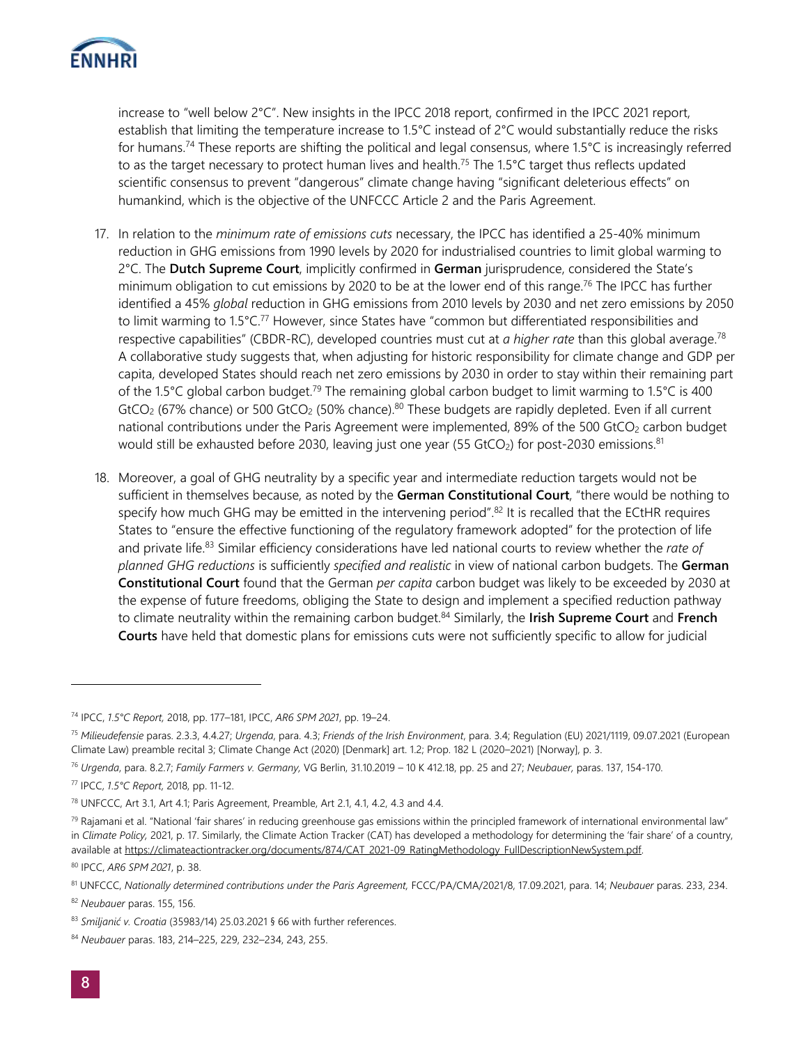increase to "well below 2°C". New insights in the IPCC 2018 report, confirmed in the IPCC 2021 report, establish that limiting the temperature increase to 1.5°C instead of 2°C would substantially reduce the risks for humans.[74] These reports are shifting the political and legal consensus, where 1.5°C is increasingly referred to as the target necessary to protect human lives and health.[75] The 1.5°C target thus reflects updated scientific consensus to prevent "dangerous" climate change having "significant deleterious effects" on humankind, which is the objective of the UNFCCC Article 2 and the Paris Agreement.

17. In relation to the *minimum rate of emissions cuts* necessary, the IPCC has identified a 25-40% minimum reduction in GHG emissions from 1990 levels by 2020 for industrialised countries to limit global warming to 2°C. The **Dutch Supreme Court**, implicitly confirmed in **German** jurisprudence, considered the State's minimum obligation to cut emissions by 2020 to be at the lower end of this range.[76] The IPCC has further identified a 45% *global* reduction in GHG emissions from 2010 levels by 2030 and net zero emissions by 2050 to limit warming to 1.5°C.[77] However, since States have "common but differentiated responsibilities and respective capabilities" (CBDR-RC), developed countries must cut at *a higher rate* than this global average.[78] A collaborative study suggests that, when adjusting for historic responsibility for climate change and GDP per capita, developed States should reach net zero emissions by 2030 in order to stay within their remaining part of the 1.5°C global carbon budget.[79] The remaining global carbon budget to limit warming to 1.5°C is 400 $GtCO_2$ (67% chance) or 500 $GtCO_2$ (50% chance).[80] These budgets are rapidly depleted. Even if all current national contributions under the Paris Agreement were implemented, 89% of the 500 $GtCO_2$ carbon budget would still be exhausted before 2030, leaving just one year (55 $GtCO_2$) for post-2030 emissions.[81]

18. Moreover, a goal of GHG neutrality by a specific year and intermediate reduction targets would not be sufficient in themselves because, as noted by the **German Constitutional Court**, "there would be nothing to specify how much GHG may be emitted in the intervening period".[82] It is recalled that the ECtHR requires States to "ensure the effective functioning of the regulatory framework adopted" for the protection of life and private life.[83] Similar efficiency considerations have led national courts to review whether the *rate of planned GHG reductions* is sufficiently *specified and realistic* in view of national carbon budgets. The **German Constitutional Court** found that the German *per capita* carbon budget was likely to be exceeded by 2030 at the expense of future freedoms, obliging the State to design and implement a specified reduction pathway to climate neutrality within the remaining carbon budget.[84] Similarly, the **Irish Supreme Court** and **French Courts** have held that domestic plans for emissions cuts were not sufficiently specific to allow for judicial

---

[74] IPCC, *1.5°C Report*, 2018, pp. 177–181, IPCC, *AR6 SPM 2021*, pp. 19–24.

[75] *Milieudefensie* paras. 2.3.3, 4.4.27; *Urgenda*, para. 4.3; *Friends of the Irish Environment*, para. 3.4; Regulation (EU) 2021/1119, 09.07.2021 (European Climate Law) preamble recital 3; Climate Change Act (2020) [Denmark] art. 1.2; Prop. 182 L (2020–2021) [Norway], p. 3.

[76] *Urgenda*, para. 8.2.7; *Family Farmers v. Germany,* VG Berlin, 31.10.2019 – 10 K 412.18, pp. 25 and 27; *Neubauer*, paras. 137, 154-170.

[77] IPCC, *1.5°C Report*, 2018, pp. 11-12.

[78] UNFCCC, Art 3.1, Art 4.1; Paris Agreement, Preamble, Art 2.1, 4.1, 4.2, 4.3 and 4.4.

[79] Rajamani et al. "National 'fair shares' in reducing greenhouse gas emissions within the principled framework of international environmental law" in *Climate Policy,* 2021, p. 17. Similarly, the Climate Action Tracker (CAT) has developed a methodology for determining the 'fair share' of a country, available at https://climateactiontracker.org/documents/874/CAT_2021-09_RatingMethodology_FullDescriptionNewSystem.pdf.

[80] IPCC, *AR6 SPM 2021*, p. 38.

[81] UNFCCC, *Nationally determined contributions under the Paris Agreement,* FCCC/PA/CMA/2021/8, 17.09.2021, para. 14; *Neubauer* paras. 233, 234.

[82] *Neubauer* paras. 155, 156.

[83] *Smiljanić v. Croatia* (35983/14) 25.03.2021 § 66 with further references.

[84] *Neubauer* paras. 183, 214–225, 229, 232–234, 243, 255.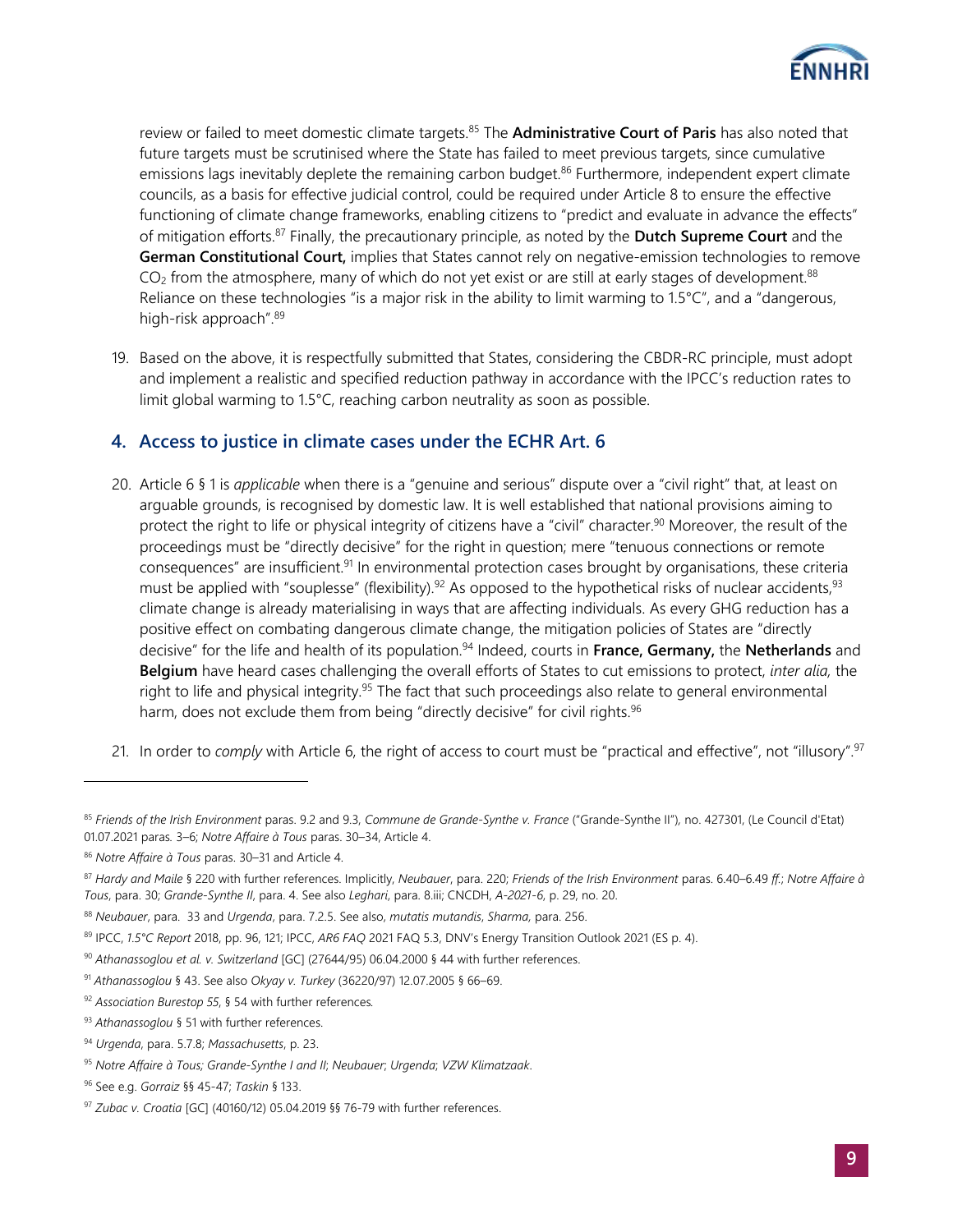review or failed to meet domestic climate targets.[85] The **Administrative Court of Paris** has also noted that future targets must be scrutinised where the State has failed to meet previous targets, since cumulative emissions lags inevitably deplete the remaining carbon budget.[86] Furthermore, independent expert climate councils, as a basis for effective judicial control, could be required under Article 8 to ensure the effective functioning of climate change frameworks, enabling citizens to "predict and evaluate in advance the effects" of mitigation efforts.[87] Finally, the precautionary principle, as noted by the **Dutch Supreme Court** and the **German Constitutional Court,** implies that States cannot rely on negative-emission technologies to remove $CO_2$ from the atmosphere, many of which do not yet exist or are still at early stages of development.[88] Reliance on these technologies "is a major risk in the ability to limit warming to 1.5°C", and a "dangerous, high-risk approach".[89]

19. Based on the above, it is respectfully submitted that States, considering the CBDR-RC principle, must adopt and implement a realistic and specified reduction pathway in accordance with the IPCC's reduction rates to limit global warming to 1.5°C, reaching carbon neutrality as soon as possible.

## 4. Access to justice in climate cases under the ECHR Art. 6

20. Article 6 § 1 is *applicable* when there is a "genuine and serious" dispute over a "civil right" that, at least on arguable grounds, is recognised by domestic law. It is well established that national provisions aiming to protect the right to life or physical integrity of citizens have a "civil" character.[90] Moreover, the result of the proceedings must be "directly decisive" for the right in question; mere "tenuous connections or remote consequences" are insufficient.[91] In environmental protection cases brought by organisations, these criteria must be applied with "souplesse" (flexibility).[92] As opposed to the hypothetical risks of nuclear accidents,[93] climate change is already materialising in ways that are affecting individuals. As every GHG reduction has a positive effect on combating dangerous climate change, the mitigation policies of States are "directly decisive" for the life and health of its population.[94] Indeed, courts in **France, Germany,** the **Netherlands** and **Belgium** have heard cases challenging the overall efforts of States to cut emissions to protect, *inter alia,* the right to life and physical integrity.[95] The fact that such proceedings also relate to general environmental harm, does not exclude them from being "directly decisive" for civil rights.[96]

21. In order to *comply* with Article 6, the right of access to court must be "practical and effective", not "illusory".[97]

---

[85] *Friends of the Irish Environment* paras. 9.2 and 9.3, *Commune de Grande-Synthe v. France* ("Grande-Synthe II"), no. 427301, (Le Council d'Etat) 01.07.2021 paras. 3–6; *Notre Affaire à Tous* paras. 30–34, Article 4.

[86] *Notre Affaire à Tous* paras. 30–31 and Article 4.

[87] *Hardy and Maile* § 220 with further references. Implicitly, *Neubauer*, para. 220; *Friends of the Irish Environment* paras. 6.40–6.49 *ff.*; *Notre Affaire à Tous*, para. 30; *Grande-Synthe II*, para. 4. See also *Leghari*, para. 8.iii; CNCDH, *A-2021-6*, p. 29, no. 20.

[88] *Neubauer*, para. 33 and *Urgenda*, para. 7.2.5. See also, *mutatis mutandis*, *Sharma*, para. 256.

[89] IPCC, *1.5°C Report* 2018, pp. 96, 121; IPCC, *AR6 FAQ* 2021 FAQ 5.3, DNV's Energy Transition Outlook 2021 (ES p. 4).

[90] *Athanassoglou et al. v. Switzerland* [GC] (27644/95) 06.04.2000 § 44 with further references.

[91] *Athanassoglou* § 43. See also *Okyay v. Turkey* (36220/97) 12.07.2005 § 66–69.

[92] *Association Burestop 55*, § 54 with further references.

[93] *Athanassoglou* § 51 with further references.

[94] *Urgenda*, para. 5.7.8; *Massachusetts*, p. 23.

[95] *Notre Affaire à Tous; Grande-Synthe I and II; Neubauer; Urgenda; VZW Klimatzaak*.

[96] See e.g. *Gorraiz* §§ 45-47; *Taskin* § 133.

[97] *Zubac v. Croatia* [GC] (40160/12) 05.04.2019 §§ 76-79 with further references.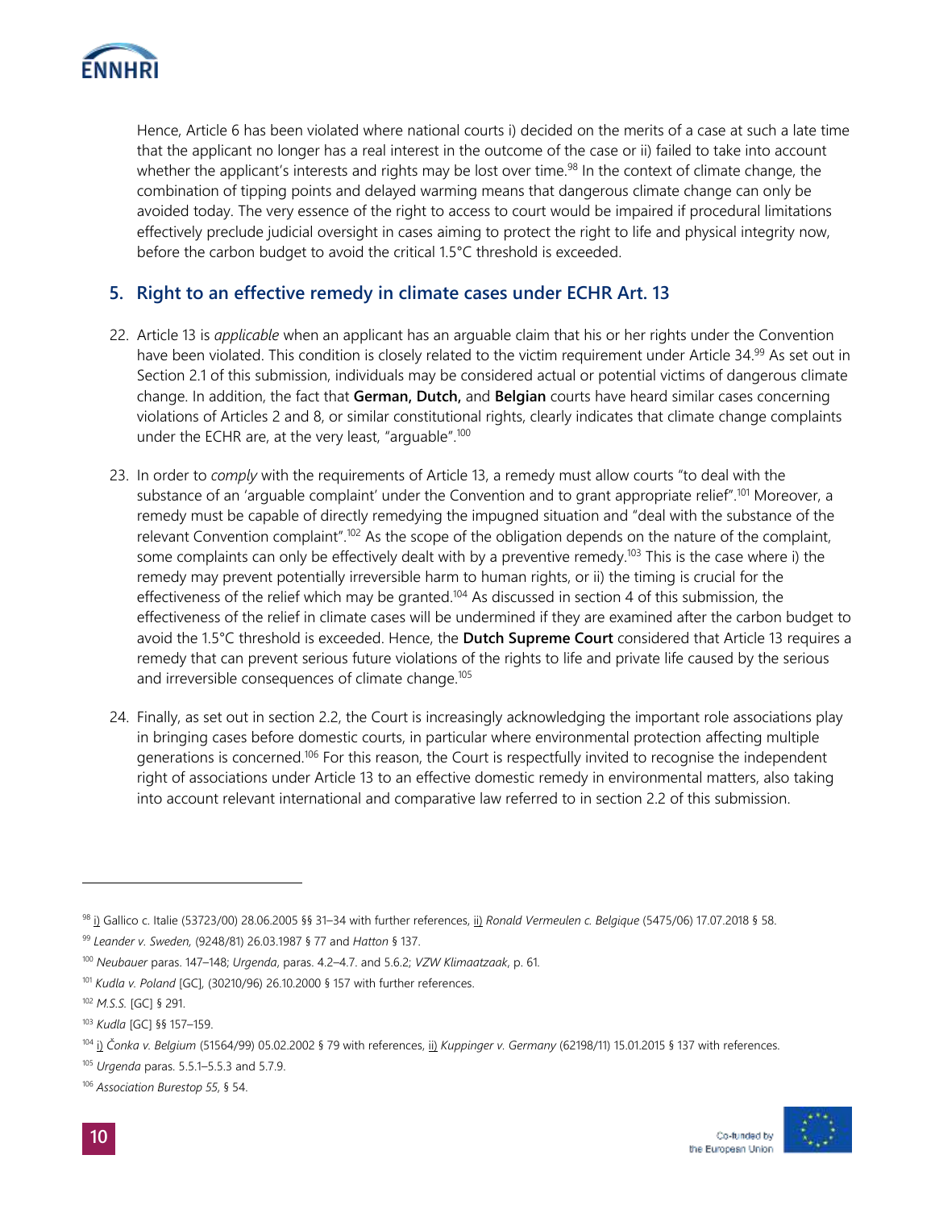Hence, Article 6 has been violated where national courts i) decided on the merits of a case at such a late time that the applicant no longer has a real interest in the outcome of the case or ii) failed to take into account whether the applicant's interests and rights may be lost over time.[98] In the context of climate change, the combination of tipping points and delayed warming means that dangerous climate change can only be avoided today. The very essence of the right to access to court would be impaired if procedural limitations effectively preclude judicial oversight in cases aiming to protect the right to life and physical integrity now, before the carbon budget to avoid the critical 1.5°C threshold is exceeded.

## 5. Right to an effective remedy in climate cases under ECHR Art. 13

22. Article 13 is *applicable* when an applicant has an arguable claim that his or her rights under the Convention have been violated. This condition is closely related to the victim requirement under Article 34.[99] As set out in Section 2.1 of this submission, individuals may be considered actual or potential victims of dangerous climate change. In addition, the fact that **German, Dutch,** and **Belgian** courts have heard similar cases concerning violations of Articles 2 and 8, or similar constitutional rights, clearly indicates that climate change complaints under the ECHR are, at the very least, "arguable".[100]

23. In order to *comply* with the requirements of Article 13, a remedy must allow courts "to deal with the substance of an 'arguable complaint' under the Convention and to grant appropriate relief".[101] Moreover, a remedy must be capable of directly remedying the impugned situation and "deal with the substance of the relevant Convention complaint".[102] As the scope of the obligation depends on the nature of the complaint, some complaints can only be effectively dealt with by a preventive remedy.[103] This is the case where i) the remedy may prevent potentially irreversible harm to human rights, or ii) the timing is crucial for the effectiveness of the relief which may be granted.[104] As discussed in section 4 of this submission, the effectiveness of the relief in climate cases will be undermined if they are examined after the carbon budget to avoid the 1.5°C threshold is exceeded. Hence, the **Dutch Supreme Court** considered that Article 13 requires a remedy that can prevent serious future violations of the rights to life and private life caused by the serious and irreversible consequences of climate change.[105]

24. Finally, as set out in section 2.2, the Court is increasingly acknowledging the important role associations play in bringing cases before domestic courts, in particular where environmental protection affecting multiple generations is concerned.[106] For this reason, the Court is respectfully invited to recognise the independent right of associations under Article 13 to an effective domestic remedy in environmental matters, also taking into account relevant international and comparative law referred to in section 2.2 of this submission.

---

[98] i) Gallico c. Italie (53723/00) 28.06.2005 §§ 31–34 with further references, ii) *Ronald Vermeulen c. Belgique* (5475/06) 17.07.2018 § 58.

[99] *Leander v. Sweden*, (9248/81) 26.03.1987 § 77 and *Hatton* § 137.

[100] *Neubauer* paras. 147–148; *Urgenda*, paras. 4.2–4.7. and 5.6.2; *VZW Klimaatzaak*, p. 61.

[101] *Kudla v. Poland* [GC], (30210/96) 26.10.2000 § 157 with further references.

[102] *M.S.S.* [GC] § 291.

[103] *Kudla* [GC] §§ 157–159.

[104] i) *Čonka v. Belgium* (51564/99) 05.02.2002 § 79 with references, ii) *Kuppinger v. Germany* (62198/11) 15.01.2015 § 137 with references.

[105] *Urgenda* paras. 5.5.1–5.5.3 and 5.7.9.

[106] *Association Burestop 55*, § 54.